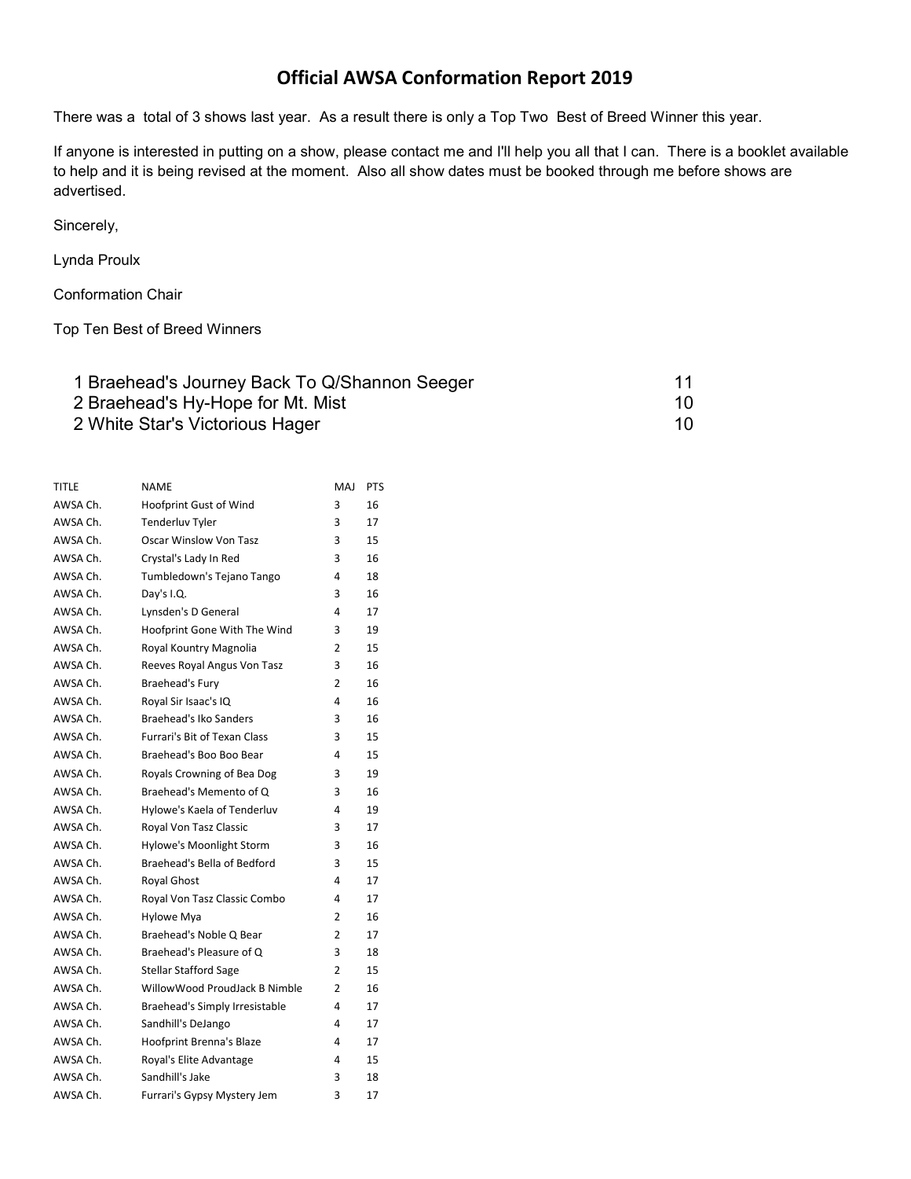# Official AWSA Conformation Report 2019

There was a total of 3 shows last year. As a result there is only a Top Two Best of Breed Winner this year.

If anyone is interested in putting on a show, please contact me and I'll help you all that I can. There is a booklet available to help and it is being revised at the moment. Also all show dates must be booked through me before shows are advertised.

Sincerely,

Lynda Proulx

Conformation Chair

Top Ten Best of Breed Winners

| | | |
|---|---|---|
| 1 | Braehead's Journey Back To Q/Shannon Seeger | 11 |
| 2 | Braehead's Hy-Hope for Mt. Mist | 10 |
| 2 | White Star's Victorious Hager | 10 |

| TITLE | NAME | MAJ | PTS |
|---|---|---|---|
| AWSA Ch. | Hoofprint Gust of Wind | 3 | 16 |
| AWSA Ch. | Tenderluv Tyler | 3 | 17 |
| AWSA Ch. | Oscar Winslow Von Tasz | 3 | 15 |
| AWSA Ch. | Crystal's Lady In Red | 3 | 16 |
| AWSA Ch. | Tumbledown's Tejano Tango | 4 | 18 |
| AWSA Ch. | Day's I.Q. | 3 | 16 |
| AWSA Ch. | Lynsden's D General | 4 | 17 |
| AWSA Ch. | Hoofprint Gone With The Wind | 3 | 19 |
| AWSA Ch. | Royal Kountry Magnolia | 2 | 15 |
| AWSA Ch. | Reeves Royal Angus Von Tasz | 3 | 16 |
| AWSA Ch. | Braehead's Fury | 2 | 16 |
| AWSA Ch. | Royal Sir Isaac's IQ | 4 | 16 |
| AWSA Ch. | Braehead's Iko Sanders | 3 | 16 |
| AWSA Ch. | Furrari's Bit of Texan Class | 3 | 15 |
| AWSA Ch. | Braehead's Boo Boo Bear | 4 | 15 |
| AWSA Ch. | Royals Crowning of Bea Dog | 3 | 19 |
| AWSA Ch. | Braehead's Memento of Q | 3 | 16 |
| AWSA Ch. | Hylowe's Kaela of Tenderluv | 4 | 19 |
| AWSA Ch. | Royal Von Tasz Classic | 3 | 17 |
| AWSA Ch. | Hylowe's Moonlight Storm | 3 | 16 |
| AWSA Ch. | Braehead's Bella of Bedford | 3 | 15 |
| AWSA Ch. | Royal Ghost | 4 | 17 |
| AWSA Ch. | Royal Von Tasz Classic Combo | 4 | 17 |
| AWSA Ch. | Hylowe Mya | 2 | 16 |
| AWSA Ch. | Braehead's Noble Q Bear | 2 | 17 |
| AWSA Ch. | Braehead's Pleasure of Q | 3 | 18 |
| AWSA Ch. | Stellar Stafford Sage | 2 | 15 |
| AWSA Ch. | WillowWood ProudJack B Nimble | 2 | 16 |
| AWSA Ch. | Braehead's Simply Irresistable | 4 | 17 |
| AWSA Ch. | Sandhill's DeJango | 4 | 17 |
| AWSA Ch. | Hoofprint Brenna's Blaze | 4 | 17 |
| AWSA Ch. | Royal's Elite Advantage | 4 | 15 |
| AWSA Ch. | Sandhill's Jake | 3 | 18 |
| AWSA Ch. | Furrari's Gypsy Mystery Jem | 3 | 17 |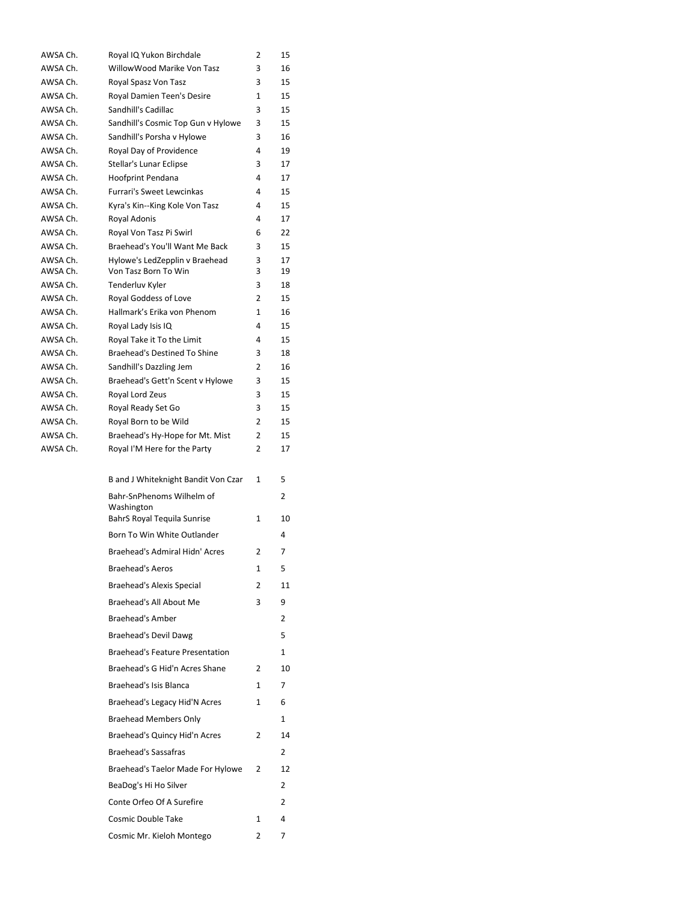| | | | |
|---|---|---|---|
| AWSA Ch. | Royal IQ Yukon Birchdale | 2 | 15 |
| AWSA Ch. | WillowWood Marike Von Tasz | 3 | 16 |
| AWSA Ch. | Royal Spasz Von Tasz | 3 | 15 |
| AWSA Ch. | Royal Damien Teen's Desire | 1 | 15 |
| AWSA Ch. | Sandhill's Cadillac | 3 | 15 |
| AWSA Ch. | Sandhill's Cosmic Top Gun v Hylowe | 3 | 15 |
| AWSA Ch. | Sandhill's Porsha v Hylowe | 3 | 16 |
| AWSA Ch. | Royal Day of Providence | 4 | 19 |
| AWSA Ch. | Stellar's Lunar Eclipse | 3 | 17 |
| AWSA Ch. | Hoofprint Pendana | 4 | 17 |
| AWSA Ch. | Furrari's Sweet Lewcinkas | 4 | 15 |
| AWSA Ch. | Kyra's Kin--King Kole Von Tasz | 4 | 15 |
| AWSA Ch. | Royal Adonis | 4 | 17 |
| AWSA Ch. | Royal Von Tasz Pi Swirl | 6 | 22 |
| AWSA Ch. | Braehead's You'll Want Me Back | 3 | 15 |
| AWSA Ch. | Hylowe's LedZepplin v Braehead | 3 | 17 |
| AWSA Ch. | Von Tasz Born To Win | 3 | 19 |
| AWSA Ch. | Tenderluv Kyler | 3 | 18 |
| AWSA Ch. | Royal Goddess of Love | 2 | 15 |
| AWSA Ch. | Hallmark's Erika von Phenom | 1 | 16 |
| AWSA Ch. | Royal Lady Isis IQ | 4 | 15 |
| AWSA Ch. | Royal Take it To the Limit | 4 | 15 |
| AWSA Ch. | Braehead's Destined To Shine | 3 | 18 |
| AWSA Ch. | Sandhill's Dazzling Jem | 2 | 16 |
| AWSA Ch. | Braehead's Gett'n Scent v Hylowe | 3 | 15 |
| AWSA Ch. | Royal Lord Zeus | 3 | 15 |
| AWSA Ch. | Royal Ready Set Go | 3 | 15 |
| AWSA Ch. | Royal Born to be Wild | 2 | 15 |
| AWSA Ch. | Braehead's Hy-Hope for Mt. Mist | 2 | 15 |
| AWSA Ch. | Royal I'M Here for the Party | 2 | 17 |

| | | | |
|---|---|---|---|
| | B and J Whiteknight Bandit Von Czar | 1 | 5 |
| | Bahr-SnPhenoms Wilhelm of Washington | | 2 |
| | BahrS Royal Tequila Sunrise | 1 | 10 |
| | Born To Win White Outlander | | 4 |
| | Braehead's Admiral Hidn' Acres | 2 | 7 |
| | Braehead's Aeros | 1 | 5 |
| | Braehead's Alexis Special | 2 | 11 |
| | Braehead's All About Me | 3 | 9 |
| | Braehead's Amber | | 2 |
| | Braehead's Devil Dawg | | 5 |
| | Braehead's Feature Presentation | | 1 |
| | Braehead's G Hid'n Acres Shane | 2 | 10 |
| | Braehead's Isis Blanca | 1 | 7 |
| | Braehead's Legacy Hid'N Acres | 1 | 6 |
| | Braehead Members Only | | 1 |
| | Braehead's Quincy Hid'n Acres | 2 | 14 |
| | Braehead's Sassafras | | 2 |
| | Braehead's Taelor Made For Hylowe | 2 | 12 |
| | BeaDog's Hi Ho Silver | | 2 |
| | Conte Orfeo Of A Surefire | | 2 |
| | Cosmic Double Take | 1 | 4 |
| | Cosmic Mr. Kieloh Montego | 2 | 7 |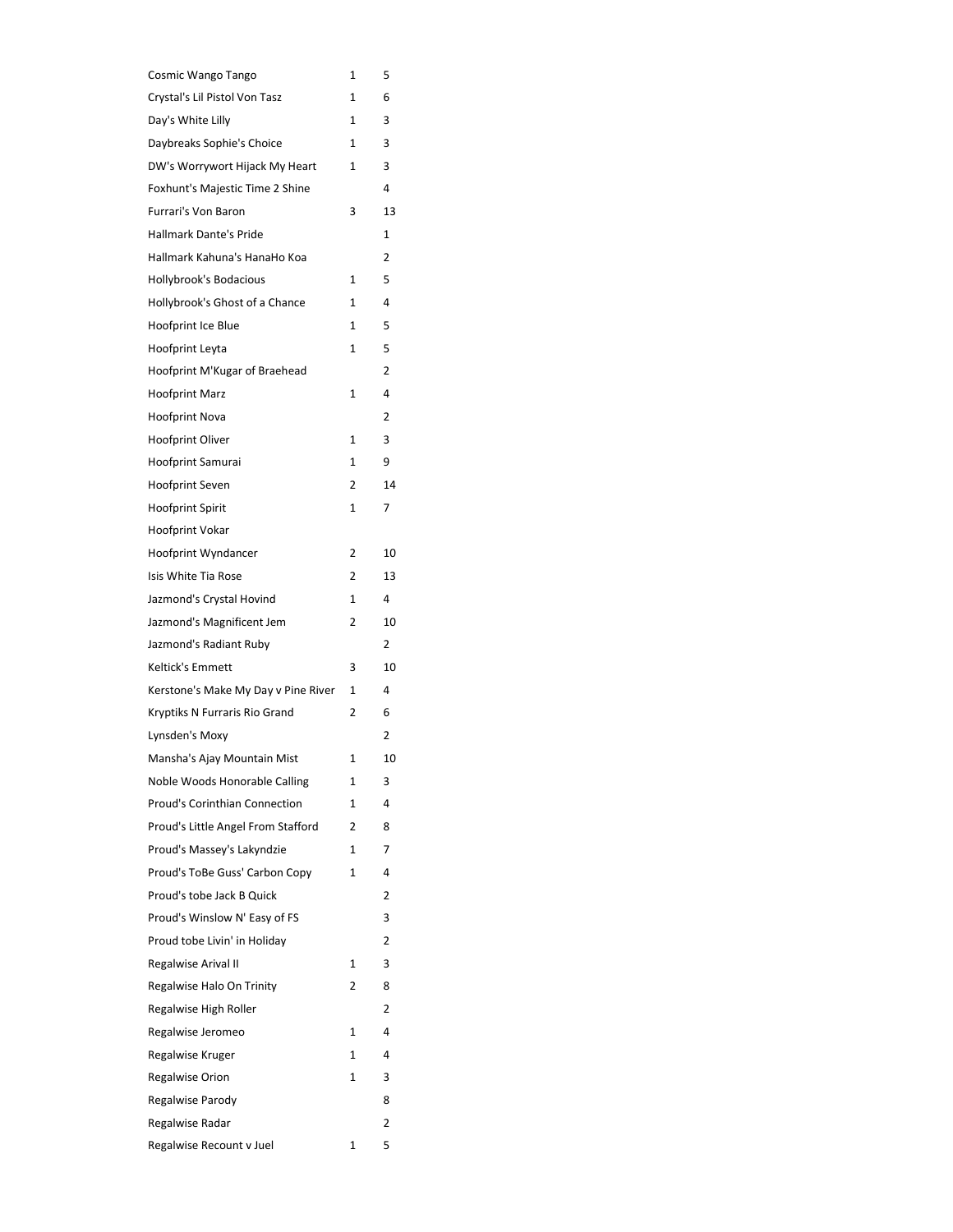| | | |
|---|---|---|
| Cosmic Wango Tango | 1 | 5 |
| Crystal's Lil Pistol Von Tasz | 1 | 6 |
| Day's White Lilly | 1 | 3 |
| Daybreaks Sophie's Choice | 1 | 3 |
| DW's Worrywort Hijack My Heart | 1 | 3 |
| Foxhunt's Majestic Time 2 Shine | | 4 |
| Furrari's Von Baron | 3 | 13 |
| Hallmark Dante's Pride | | 1 |
| Hallmark Kahuna's HanaHo Koa | | 2 |
| Hollybrook's Bodacious | 1 | 5 |
| Hollybrook's Ghost of a Chance | 1 | 4 |
| Hoofprint Ice Blue | 1 | 5 |
| Hoofprint Leyta | 1 | 5 |
| Hoofprint M'Kugar of Braehead | | 2 |
| Hoofprint Marz | 1 | 4 |
| Hoofprint Nova | | 2 |
| Hoofprint Oliver | 1 | 3 |
| Hoofprint Samurai | 1 | 9 |
| Hoofprint Seven | 2 | 14 |
| Hoofprint Spirit | 1 | 7 |
| Hoofprint Vokar | | |
| Hoofprint Wyndancer | 2 | 10 |
| Isis White Tia Rose | 2 | 13 |
| Jazmond's Crystal Hovind | 1 | 4 |
| Jazmond's Magnificent Jem | 2 | 10 |
| Jazmond's Radiant Ruby | | 2 |
| Keltick's Emmett | 3 | 10 |
| Kerstone's Make My Day v Pine River | 1 | 4 |
| Kryptiks N Furraris Rio Grand | 2 | 6 |
| Lynsden's Moxy | | 2 |
| Mansha's Ajay Mountain Mist | 1 | 10 |
| Noble Woods Honorable Calling | 1 | 3 |
| Proud's Corinthian Connection | 1 | 4 |
| Proud's Little Angel From Stafford | 2 | 8 |
| Proud's Massey's Lakyndzie | 1 | 7 |
| Proud's ToBe Guss' Carbon Copy | 1 | 4 |
| Proud's tobe Jack B Quick | | 2 |
| Proud's Winslow N' Easy of FS | | 3 |
| Proud tobe Livin' in Holiday | | 2 |
| Regalwise Arival II | 1 | 3 |
| Regalwise Halo On Trinity | 2 | 8 |
| Regalwise High Roller | | 2 |
| Regalwise Jeromeo | 1 | 4 |
| Regalwise Kruger | 1 | 4 |
| Regalwise Orion | 1 | 3 |
| Regalwise Parody | | 8 |
| Regalwise Radar | | 2 |
| Regalwise Recount v Juel | 1 | 5 |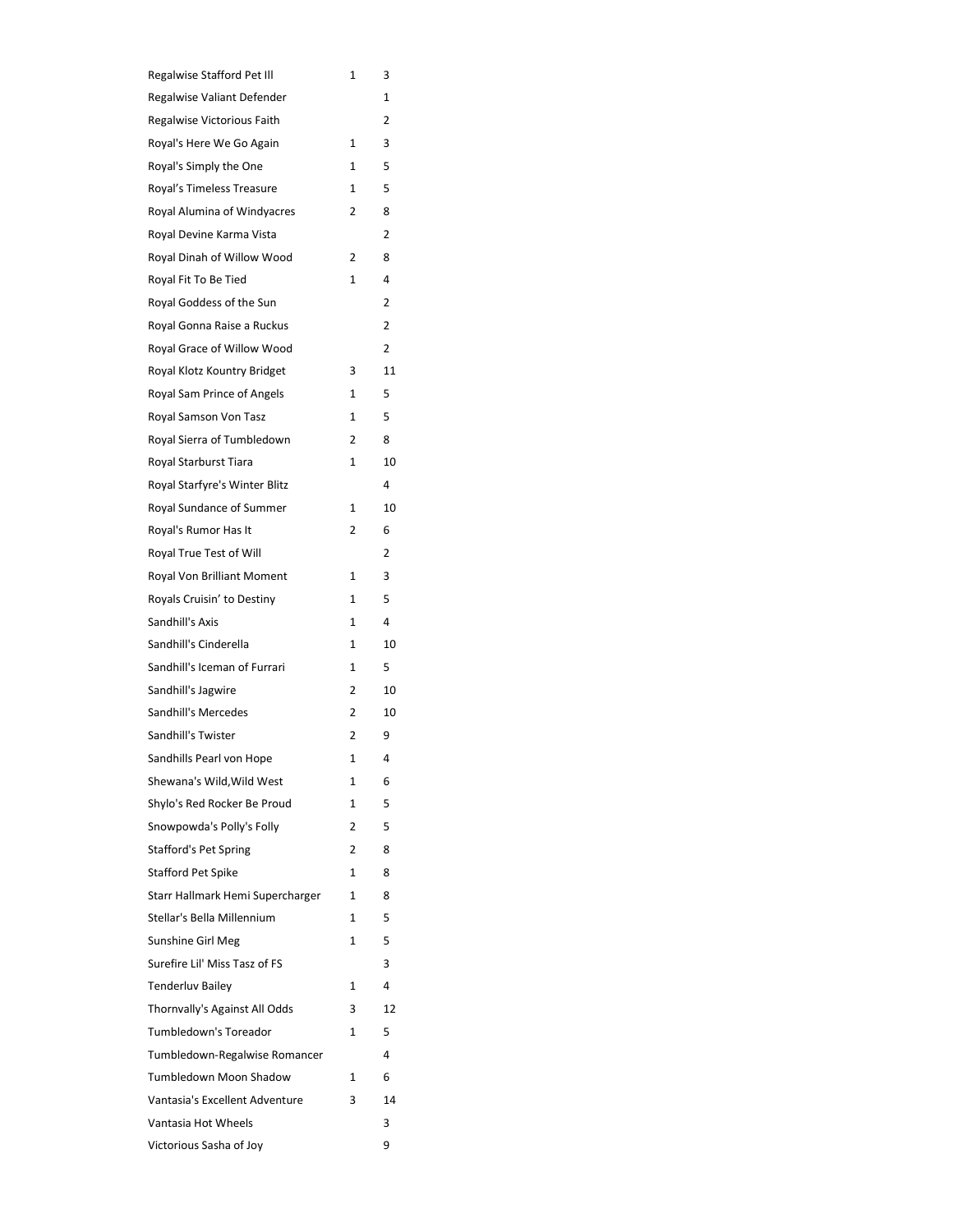| | | |
|---|---|---|
| Regalwise Stafford Pet III | 1 | 3 |
| Regalwise Valiant Defender | | 1 |
| Regalwise Victorious Faith | | 2 |
| Royal's Here We Go Again | 1 | 3 |
| Royal's Simply the One | 1 | 5 |
| Royal's Timeless Treasure | 1 | 5 |
| Royal Alumina of Windyacres | 2 | 8 |
| Royal Devine Karma Vista | | 2 |
| Royal Dinah of Willow Wood | 2 | 8 |
| Royal Fit To Be Tied | 1 | 4 |
| Royal Goddess of the Sun | | 2 |
| Royal Gonna Raise a Ruckus | | 2 |
| Royal Grace of Willow Wood | | 2 |
| Royal Klotz Kountry Bridget | 3 | 11 |
| Royal Sam Prince of Angels | 1 | 5 |
| Royal Samson Von Tasz | 1 | 5 |
| Royal Sierra of Tumbledown | 2 | 8 |
| Royal Starburst Tiara | 1 | 10 |
| Royal Starfyre's Winter Blitz | | 4 |
| Royal Sundance of Summer | 1 | 10 |
| Royal's Rumor Has It | 2 | 6 |
| Royal True Test of Will | | 2 |
| Royal Von Brilliant Moment | 1 | 3 |
| Royals Cruisin' to Destiny | 1 | 5 |
| Sandhill's Axis | 1 | 4 |
| Sandhill's Cinderella | 1 | 10 |
| Sandhill's Iceman of Furrari | 1 | 5 |
| Sandhill's Jagwire | 2 | 10 |
| Sandhill's Mercedes | 2 | 10 |
| Sandhill's Twister | 2 | 9 |
| Sandhills Pearl von Hope | 1 | 4 |
| Shewana's Wild,Wild West | 1 | 6 |
| Shylo's Red Rocker Be Proud | 1 | 5 |
| Snowpowda's Polly's Folly | 2 | 5 |
| Stafford's Pet Spring | 2 | 8 |
| Stafford Pet Spike | 1 | 8 |
| Starr Hallmark Hemi Supercharger | 1 | 8 |
| Stellar's Bella Millennium | 1 | 5 |
| Sunshine Girl Meg | 1 | 5 |
| Surefire Lil' Miss Tasz of FS | | 3 |
| Tenderluv Bailey | 1 | 4 |
| Thornvally's Against All Odds | 3 | 12 |
| Tumbledown's Toreador | 1 | 5 |
| Tumbledown-Regalwise Romancer | | 4 |
| Tumbledown Moon Shadow | 1 | 6 |
| Vantasia's Excellent Adventure | 3 | 14 |
| Vantasia Hot Wheels | | 3 |
| Victorious Sasha of Joy | | 9 |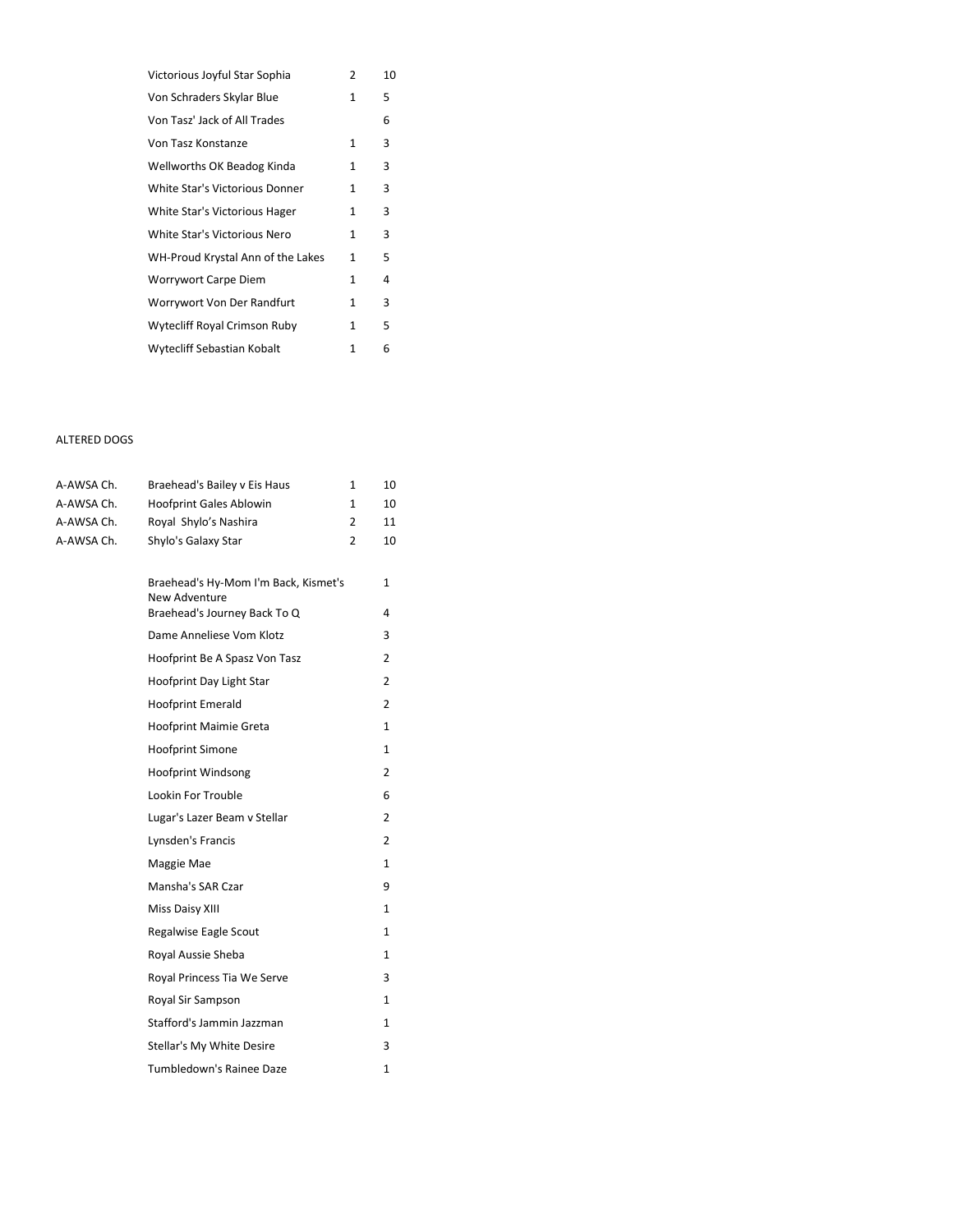| | | |
|---|---|---|
| Victorious Joyful Star Sophia | 2 | 10 |
| Von Schraders Skylar Blue | 1 | 5 |
| Von Tasz' Jack of All Trades | | 6 |
| Von Tasz Konstanze | 1 | 3 |
| Wellworths OK Beadog Kinda | 1 | 3 |
| White Star's Victorious Donner | 1 | 3 |
| White Star's Victorious Hager | 1 | 3 |
| White Star's Victorious Nero | 1 | 3 |
| WH-Proud Krystal Ann of the Lakes | 1 | 5 |
| Worrywort Carpe Diem | 1 | 4 |
| Worrywort Von Der Randfurt | 1 | 3 |
| Wytecliff Royal Crimson Ruby | 1 | 5 |
| Wytecliff Sebastian Kobalt | 1 | 6 |

ALTERED DOGS

| | | | |
|---|---|---|---|
| A-AWSA Ch. | Braehead's Bailey v Eis Haus | 1 | 10 |
| A-AWSA Ch. | Hoofprint Gales Ablowin | 1 | 10 |
| A-AWSA Ch. | Royal Shylo's Nashira | 2 | 11 |
| A-AWSA Ch. | Shylo's Galaxy Star | 2 | 10 |
| | Braehead's Hy-Mom I'm Back, Kismet's New Adventure | | 1 |
| | Braehead's Journey Back To Q | | 4 |
| | Dame Anneliese Vom Klotz | | 3 |
| | Hoofprint Be A Spasz Von Tasz | | 2 |
| | Hoofprint Day Light Star | | 2 |
| | Hoofprint Emerald | | 2 |
| | Hoofprint Maimie Greta | | 1 |
| | Hoofprint Simone | | 1 |
| | Hoofprint Windsong | | 2 |
| | Lookin For Trouble | | 6 |
| | Lugar's Lazer Beam v Stellar | | 2 |
| | Lynsden's Francis | | 2 |
| | Maggie Mae | | 1 |
| | Mansha's SAR Czar | | 9 |
| | Miss Daisy XIII | | 1 |
| | Regalwise Eagle Scout | | 1 |
| | Royal Aussie Sheba | | 1 |
| | Royal Princess Tia We Serve | | 3 |
| | Royal Sir Sampson | | 1 |
| | Stafford's Jammin Jazzman | | 1 |
| | Stellar's My White Desire | | 3 |
| | Tumbledown's Rainee Daze | | 1 |